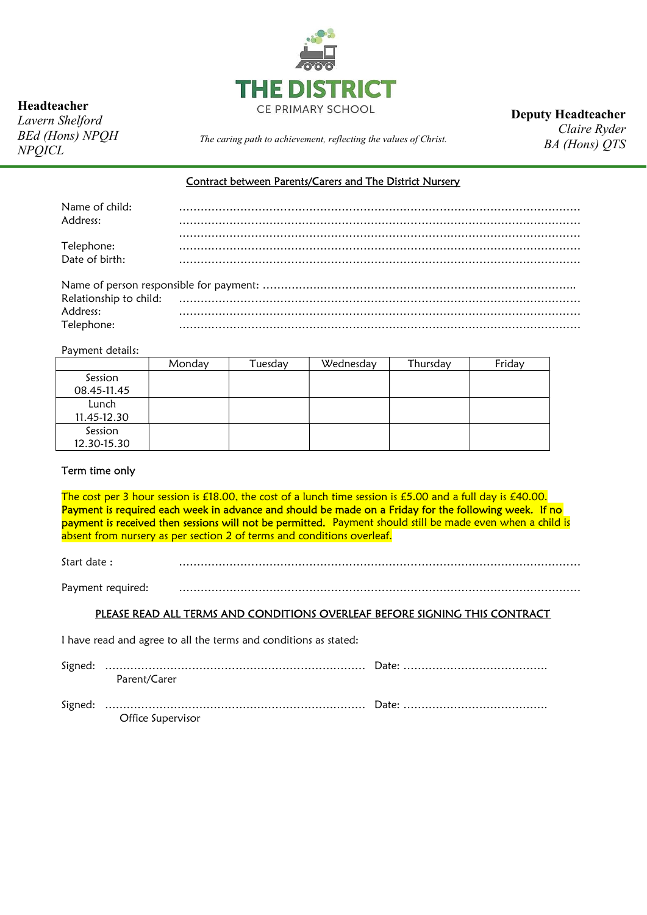**Headteacher**
*Lavern Shelford*
*BEd (Hons) NPQH*
*NPQICL*

# THE DISTRICT
CE PRIMARY SCHOOL

*The caring path to achievement, reflecting the values of Christ.*

**Deputy Headteacher**
*Claire Ryder*
*BA (Hons) QTS*

## Contract between Parents/Carers and The District Nursery

Name of child: ……………………………………………………………………………………………

Address: ……………………………………………………………………………………………

……………………………………………………………………………………………

Telephone: ……………………………………………………………………………………………

Date of birth: ……………………………………………………………………………………………

Name of person responsible for payment: ……………………………………………………………………………..

Relationship to child: ……………………………………………………………………………………………

Address: ……………………………………………………………………………………………

Telephone: ……………………………………………………………………………………………

Payment details:

| | Monday | Tuesday | Wednesday | Thursday | Friday |
|---|---|---|---|---|---|
| Session 08.45-11.45 | | | | | |
| Lunch 11.45-12.30 | | | | | |
| Session 12.30-15.30 | | | | | |

Term time only

The cost per 3 hour session is £18.00, the cost of a lunch time session is £5.00 and a full day is £40.00. **Payment is required each week in advance and should be made on a Friday for the following week. If no payment is received then sessions will not be permitted.** Payment should still be made even when a child is absent from nursery as per section 2 of terms and conditions overleaf.

Start date : ……………………………………………………………………………………………

Payment required: ……………………………………………………………………………………………

PLEASE READ ALL TERMS AND CONDITIONS OVERLEAF BEFORE SIGNING THIS CONTRACT

I have read and agree to all the terms and conditions as stated:

Signed: ……………………………………………………………… Date: …………………………………
Parent/Carer

Signed: ……………………………………………………………… Date: …………………………………
Office Supervisor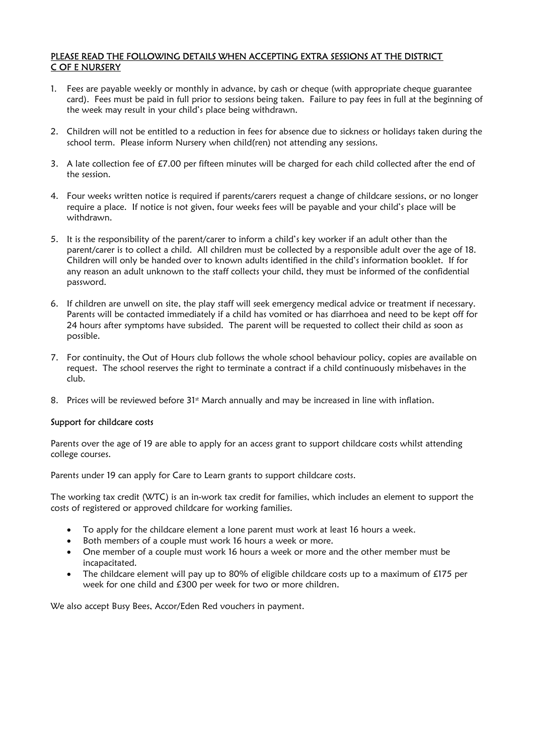## PLEASE READ THE FOLLOWING DETAILS WHEN ACCEPTING EXTRA SESSIONS AT THE DISTRICT C OF E NURSERY

1. Fees are payable weekly or monthly in advance, by cash or cheque (with appropriate cheque guarantee card). Fees must be paid in full prior to sessions being taken. Failure to pay fees in full at the beginning of the week may result in your child's place being withdrawn.

2. Children will not be entitled to a reduction in fees for absence due to sickness or holidays taken during the school term. Please inform Nursery when child(ren) not attending any sessions.

3. A late collection fee of £7.00 per fifteen minutes will be charged for each child collected after the end of the session.

4. Four weeks written notice is required if parents/carers request a change of childcare sessions, or no longer require a place. If notice is not given, four weeks fees will be payable and your child's place will be withdrawn.

5. It is the responsibility of the parent/carer to inform a child's key worker if an adult other than the parent/carer is to collect a child. All children must be collected by a responsible adult over the age of 18. Children will only be handed over to known adults identified in the child's information booklet. If for any reason an adult unknown to the staff collects your child, they must be informed of the confidential password.

6. If children are unwell on site, the play staff will seek emergency medical advice or treatment if necessary. Parents will be contacted immediately if a child has vomited or has diarrhoea and need to be kept off for 24 hours after symptoms have subsided. The parent will be requested to collect their child as soon as possible.

7. For continuity, the Out of Hours club follows the whole school behaviour policy, copies are available on request. The school reserves the right to terminate a contract if a child continuously misbehaves in the club.

8. Prices will be reviewed before 31st March annually and may be increased in line with inflation.

### Support for childcare costs

Parents over the age of 19 are able to apply for an access grant to support childcare costs whilst attending college courses.

Parents under 19 can apply for Care to Learn grants to support childcare costs.

The working tax credit (WTC) is an in-work tax credit for families, which includes an element to support the costs of registered or approved childcare for working families.

- To apply for the childcare element a lone parent must work at least 16 hours a week.
- Both members of a couple must work 16 hours a week or more.
- One member of a couple must work 16 hours a week or more and the other member must be incapacitated.
- The childcare element will pay up to 80% of eligible childcare costs up to a maximum of £175 per week for one child and £300 per week for two or more children.

We also accept Busy Bees, Accor/Eden Red vouchers in payment.